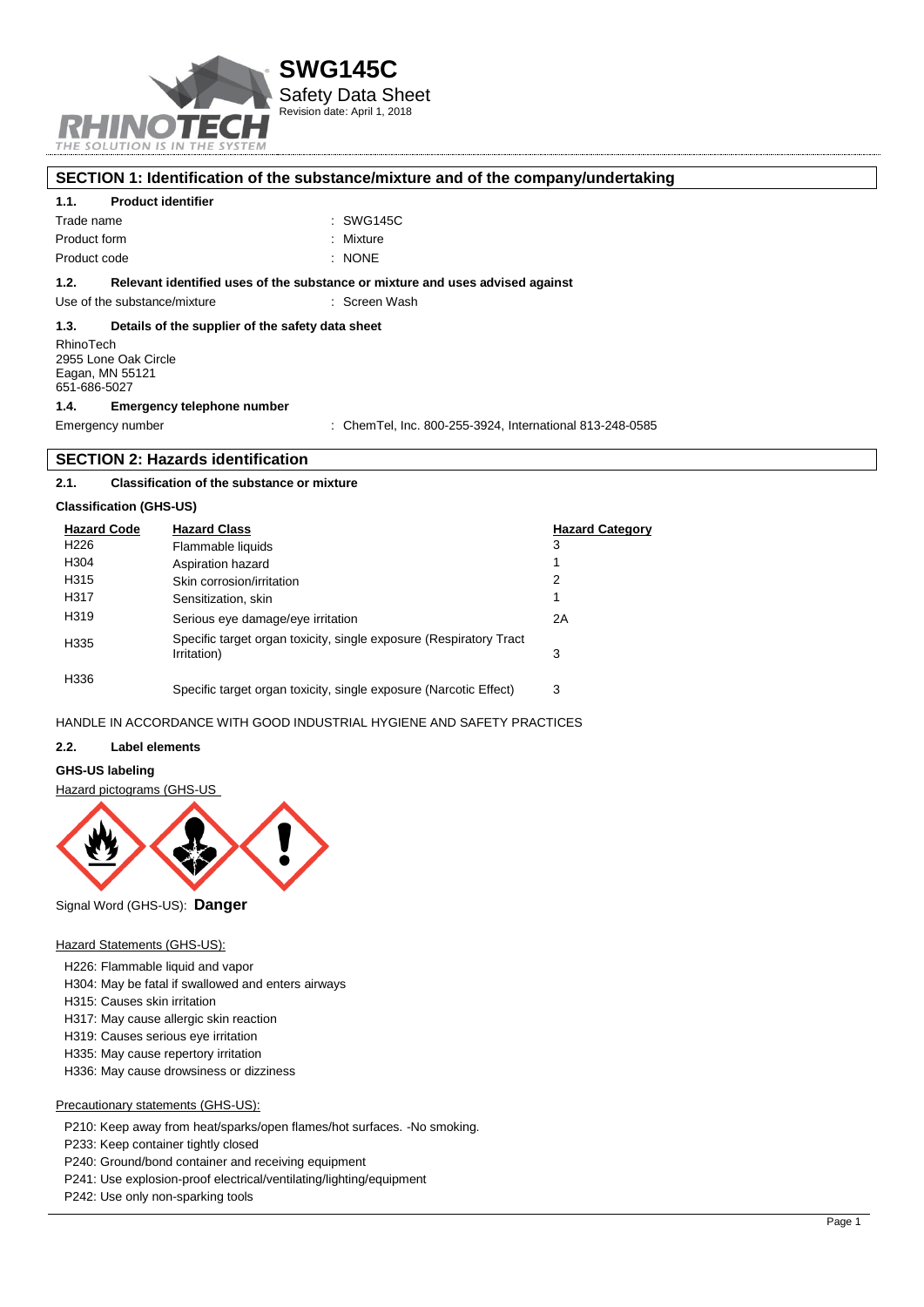# SWG145C

Safety Data Sheet
Revision date: April 1, 2018

## SECTION 1: Identification of the substance/mixture and of the company/undertaking

### 1.1. Product identifier

Trade name : SWG145C
Product form : Mixture
Product code : NONE

### 1.2. Relevant identified uses of the substance or mixture and uses advised against

Use of the substance/mixture : Screen Wash

### 1.3. Details of the supplier of the safety data sheet

RhinoTech
2955 Lone Oak Circle
Eagan, MN 55121
651-686-5027

### 1.4. Emergency telephone number

Emergency number : ChemTel, Inc. 800-255-3924, International 813-248-0585

## SECTION 2: Hazards identification

### 2.1. Classification of the substance or mixture

**Classification (GHS-US)**

| Hazard Code | Hazard Class | Hazard Category |
|---|---|---|
| H226 | Flammable liquids | 3 |
| H304 | Aspiration hazard | 1 |
| H315 | Skin corrosion/irritation | 2 |
| H317 | Sensitization, skin | 1 |
| H319 | Serious eye damage/eye irritation | 2A |
| H335 | Specific target organ toxicity, single exposure (Respiratory Tract Irritation) | 3 |
| H336 | Specific target organ toxicity, single exposure (Narcotic Effect) | 3 |

HANDLE IN ACCORDANCE WITH GOOD INDUSTRIAL HYGIENE AND SAFETY PRACTICES

### 2.2. Label elements

**GHS-US labeling**

Hazard pictograms (GHS-US

Signal Word (GHS-US): **Danger**

Hazard Statements (GHS-US):

H226: Flammable liquid and vapor
H304: May be fatal if swallowed and enters airways
H315: Causes skin irritation
H317: May cause allergic skin reaction
H319: Causes serious eye irritation
H335: May cause repertory irritation
H336: May cause drowsiness or dizziness

Precautionary statements (GHS-US):

P210: Keep away from heat/sparks/open flames/hot surfaces. -No smoking.
P233: Keep container tightly closed
P240: Ground/bond container and receiving equipment
P241: Use explosion-proof electrical/ventilating/lighting/equipment
P242: Use only non-sparking tools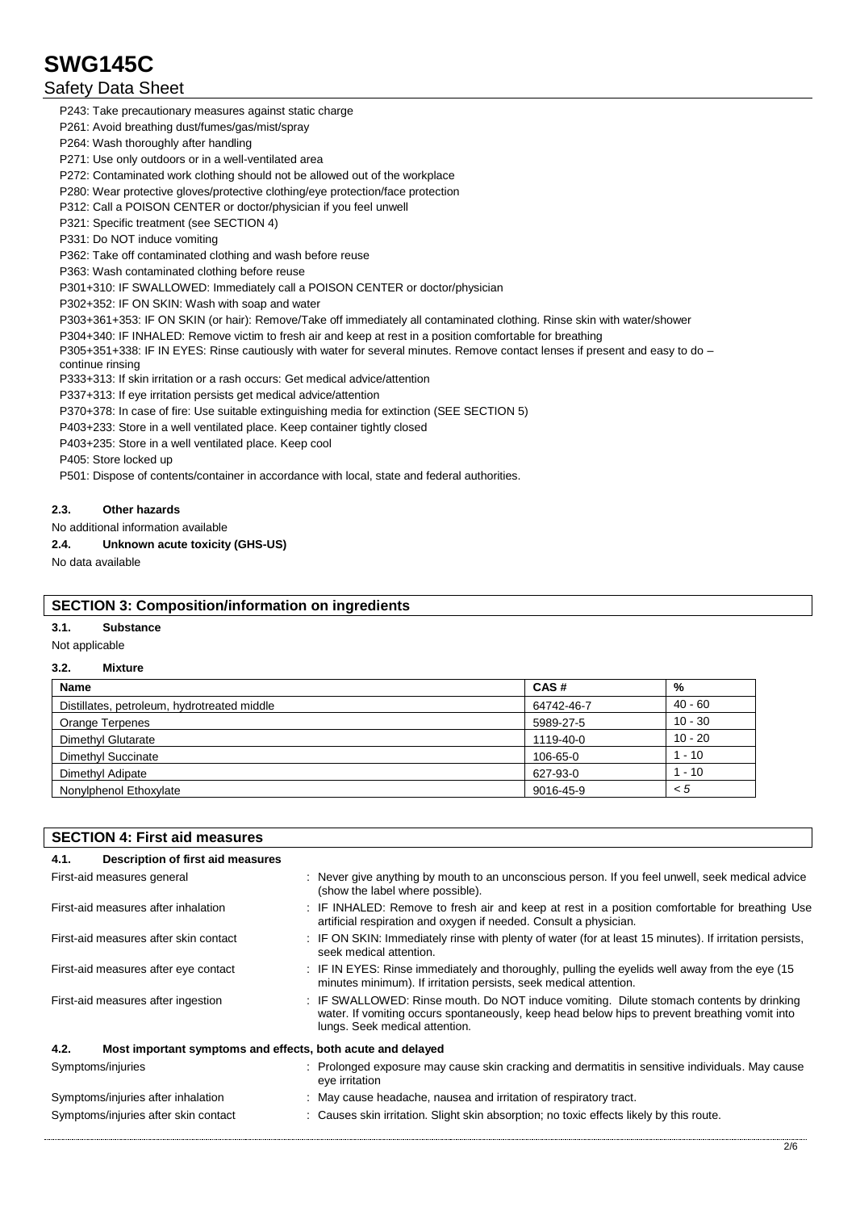P243: Take precautionary measures against static charge

P261: Avoid breathing dust/fumes/gas/mist/spray

P264: Wash thoroughly after handling

P271: Use only outdoors or in a well-ventilated area

P272: Contaminated work clothing should not be allowed out of the workplace

P280: Wear protective gloves/protective clothing/eye protection/face protection

P312: Call a POISON CENTER or doctor/physician if you feel unwell

P321: Specific treatment (see SECTION 4)

P331: Do NOT induce vomiting

P362: Take off contaminated clothing and wash before reuse

P363: Wash contaminated clothing before reuse

P301+310: IF SWALLOWED: Immediately call a POISON CENTER or doctor/physician

P302+352: IF ON SKIN: Wash with soap and water

P303+361+353: IF ON SKIN (or hair): Remove/Take off immediately all contaminated clothing. Rinse skin with water/shower

P304+340: IF INHALED: Remove victim to fresh air and keep at rest in a position comfortable for breathing

P305+351+338: IF IN EYES: Rinse cautiously with water for several minutes. Remove contact lenses if present and easy to do – continue rinsing

P333+313: If skin irritation or a rash occurs: Get medical advice/attention

P337+313: If eye irritation persists get medical advice/attention

P370+378: In case of fire: Use suitable extinguishing media for extinction (SEE SECTION 5)

P403+233: Store in a well ventilated place. Keep container tightly closed

P403+235: Store in a well ventilated place. Keep cool

P405: Store locked up

P501: Dispose of contents/container in accordance with local, state and federal authorities.

### 2.3. Other hazards

No additional information available

### 2.4. Unknown acute toxicity (GHS-US)

No data available

## SECTION 3: Composition/information on ingredients

### 3.1. Substance

Not applicable

### 3.2. Mixture

| Name | CAS # | % |
|---|---|---|
| Distillates, petroleum, hydrotreated middle | 64742-46-7 | 40 - 60 |
| Orange Terpenes | 5989-27-5 | 10 - 30 |
| Dimethyl Glutarate | 1119-40-0 | 10 - 20 |
| Dimethyl Succinate | 106-65-0 | 1 - 10 |
| Dimethyl Adipate | 627-93-0 | 1 - 10 |
| Nonylphenol Ethoxylate | 9016-45-9 | < 5 |

## SECTION 4: First aid measures

### 4.1. Description of first aid measures

First-aid measures general : Never give anything by mouth to an unconscious person. If you feel unwell, seek medical advice (show the label where possible).

First-aid measures after inhalation : IF INHALED: Remove to fresh air and keep at rest in a position comfortable for breathing Use artificial respiration and oxygen if needed. Consult a physician.

First-aid measures after skin contact : IF ON SKIN: Immediately rinse with plenty of water (for at least 15 minutes). If irritation persists, seek medical attention.

First-aid measures after eye contact : IF IN EYES: Rinse immediately and thoroughly, pulling the eyelids well away from the eye (15 minutes minimum). If irritation persists, seek medical attention.

First-aid measures after ingestion : IF SWALLOWED: Rinse mouth. Do NOT induce vomiting. Dilute stomach contents by drinking water. If vomiting occurs spontaneously, keep head below hips to prevent breathing vomit into lungs. Seek medical attention.

### 4.2. Most important symptoms and effects, both acute and delayed

Symptoms/injuries : Prolonged exposure may cause skin cracking and dermatitis in sensitive individuals. May cause eye irritation

Symptoms/injuries after inhalation : May cause headache, nausea and irritation of respiratory tract.

Symptoms/injuries after skin contact : Causes skin irritation. Slight skin absorption; no toxic effects likely by this route.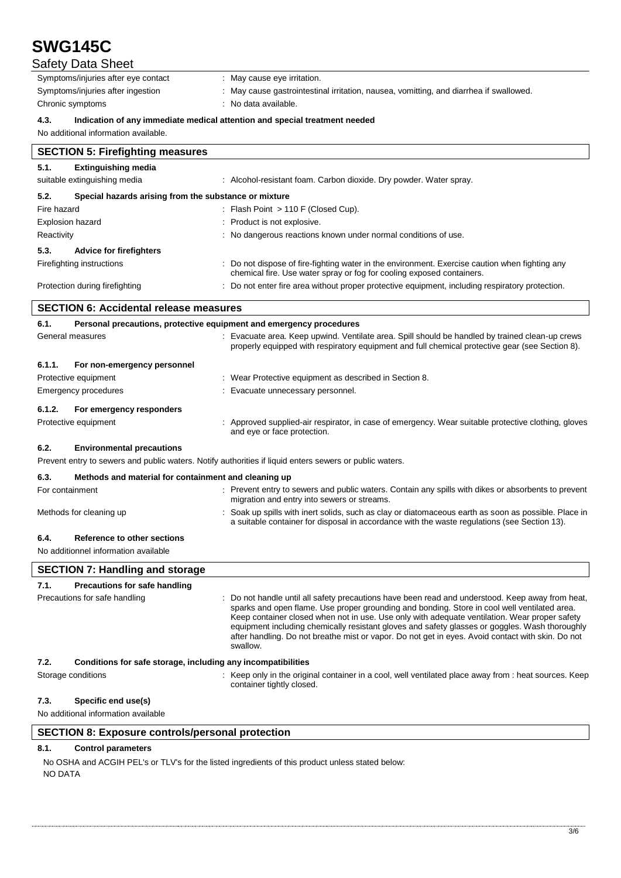| | |
|---|---|
| Symptoms/injuries after eye contact | : May cause eye irritation. |
| Symptoms/injuries after ingestion | : May cause gastrointestinal irritation, nausea, vomitting, and diarrhea if swallowed. |
| Chronic symptoms | : No data available. |

**4.3. Indication of any immediate medical attention and special treatment needed**

No additional information available.

## SECTION 5: Firefighting measures

**5.1. Extinguishing media**

| | |
|---|---|
| suitable extinguishing media | : Alcohol-resistant foam. Carbon dioxide. Dry powder. Water spray. |

**5.2. Special hazards arising from the substance or mixture**

| | |
|---|---|
| Fire hazard | : Flash Point > 110 F (Closed Cup). |
| Explosion hazard | : Product is not explosive. |
| Reactivity | : No dangerous reactions known under normal conditions of use. |

**5.3. Advice for firefighters**

| | |
|---|---|
| Firefighting instructions | : Do not dispose of fire-fighting water in the environment. Exercise caution when fighting any chemical fire. Use water spray or fog for cooling exposed containers. |
| Protection during firefighting | : Do not enter fire area without proper protective equipment, including respiratory protection. |

## SECTION 6: Accidental release measures

**6.1. Personal precautions, protective equipment and emergency procedures**

| | |
|---|---|
| General measures | : Evacuate area. Keep upwind. Ventilate area. Spill should be handled by trained clean-up crews properly equipped with respiratory equipment and full chemical protective gear (see Section 8). |

**6.1.1. For non-emergency personnel**

| | |
|---|---|
| Protective equipment | : Wear Protective equipment as described in Section 8. |
| Emergency procedures | : Evacuate unnecessary personnel. |

**6.1.2. For emergency responders**

| | |
|---|---|
| Protective equipment | : Approved supplied-air respirator, in case of emergency. Wear suitable protective clothing, gloves and eye or face protection. |

**6.2. Environmental precautions**

Prevent entry to sewers and public waters. Notify authorities if liquid enters sewers or public waters.

**6.3. Methods and material for containment and cleaning up**

| | |
|---|---|
| For containment | : Prevent entry to sewers and public waters. Contain any spills with dikes or absorbents to prevent migration and entry into sewers or streams. |
| Methods for cleaning up | : Soak up spills with inert solids, such as clay or diatomaceous earth as soon as possible. Place in a suitable container for disposal in accordance with the waste regulations (see Section 13). |

**6.4. Reference to other sections**

No additionnel information available

## SECTION 7: Handling and storage

**7.1. Precautions for safe handling**

| | |
|---|---|
| Precautions for safe handling | : Do not handle until all safety precautions have been read and understood. Keep away from heat, sparks and open flame. Use proper grounding and bonding. Store in cool well ventilated area. Keep container closed when not in use. Use only with adequate ventilation. Wear proper safety equipment including chemically resistant gloves and safety glasses or goggles. Wash thoroughly after handling. Do not breathe mist or vapor. Do not get in eyes. Avoid contact with skin. Do not swallow. |

**7.2. Conditions for safe storage, including any incompatibilities**

| | |
|---|---|
| Storage conditions | : Keep only in the original container in a cool, well ventilated place away from : heat sources. Keep container tightly closed. |

**7.3. Specific end use(s)**

No additional information available

## SECTION 8: Exposure controls/personal protection

**8.1. Control parameters**

No OSHA and ACGIH PEL's or TLV's for the listed ingredients of this product unless stated below:
NO DATA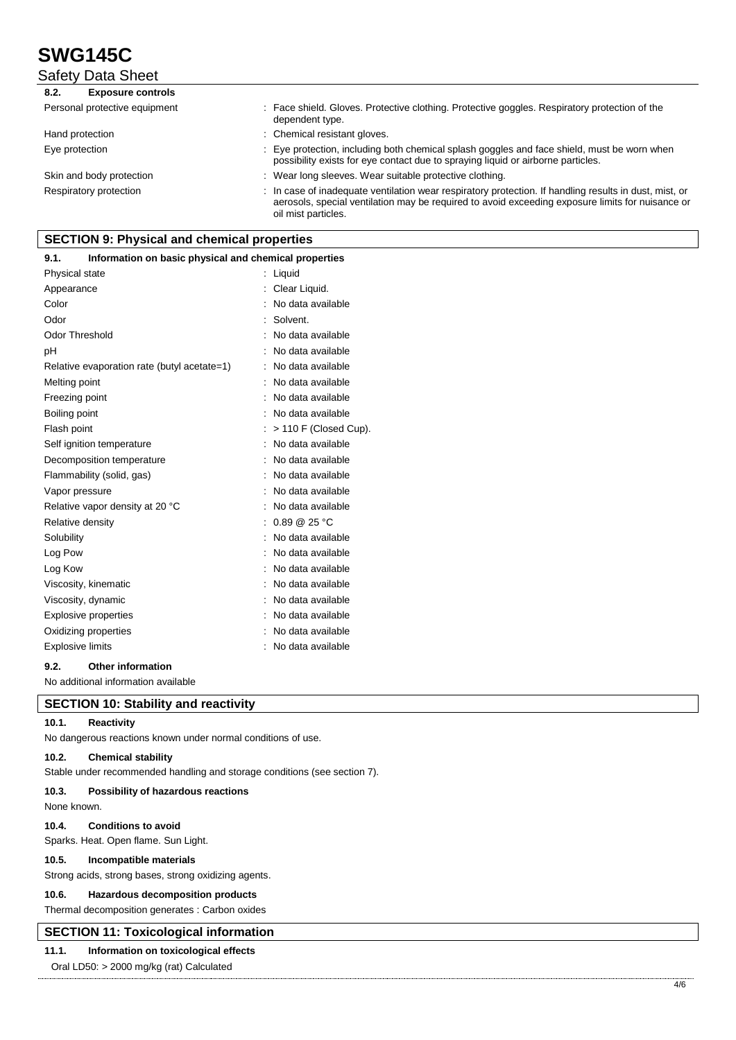#### 8.2. Exposure controls

| | |
|---|---|
| Personal protective equipment | : Face shield. Gloves. Protective clothing. Protective goggles. Respiratory protection of the dependent type. |
| Hand protection | : Chemical resistant gloves. |
| Eye protection | : Eye protection, including both chemical splash goggles and face shield, must be worn when possibility exists for eye contact due to spraying liquid or airborne particles. |
| Skin and body protection | : Wear long sleeves. Wear suitable protective clothing. |
| Respiratory protection | : In case of inadequate ventilation wear respiratory protection. If handling results in dust, mist, or aerosols, special ventilation may be required to avoid exceeding exposure limits for nuisance or oil mist particles. |

## SECTION 9: Physical and chemical properties

#### 9.1. Information on basic physical and chemical properties

| | |
|---|---|
| Physical state | : Liquid |
| Appearance | : Clear Liquid. |
| Color | : No data available |
| Odor | : Solvent. |
| Odor Threshold | : No data available |
| pH | : No data available |
| Relative evaporation rate (butyl acetate=1) | : No data available |
| Melting point | : No data available |
| Freezing point | : No data available |
| Boiling point | : No data available |
| Flash point | : > 110 F (Closed Cup). |
| Self ignition temperature | : No data available |
| Decomposition temperature | : No data available |
| Flammability (solid, gas) | : No data available |
| Vapor pressure | : No data available |
| Relative vapor density at 20 °C | : No data available |
| Relative density | : 0.89 @ 25 °C |
| Solubility | : No data available |
| Log Pow | : No data available |
| Log Kow | : No data available |
| Viscosity, kinematic | : No data available |
| Viscosity, dynamic | : No data available |
| Explosive properties | : No data available |
| Oxidizing properties | : No data available |
| Explosive limits | : No data available |

#### 9.2. Other information

No additional information available

## SECTION 10: Stability and reactivity

#### 10.1. Reactivity

No dangerous reactions known under normal conditions of use.

#### 10.2. Chemical stability

Stable under recommended handling and storage conditions (see section 7).

#### 10.3. Possibility of hazardous reactions

None known.

#### 10.4. Conditions to avoid

Sparks. Heat. Open flame. Sun Light.

#### 10.5. Incompatible materials

Strong acids, strong bases, strong oxidizing agents.

#### 10.6. Hazardous decomposition products

Thermal decomposition generates : Carbon oxides

## SECTION 11: Toxicological information

#### 11.1. Information on toxicological effects

Oral LD50: > 2000 mg/kg (rat) Calculated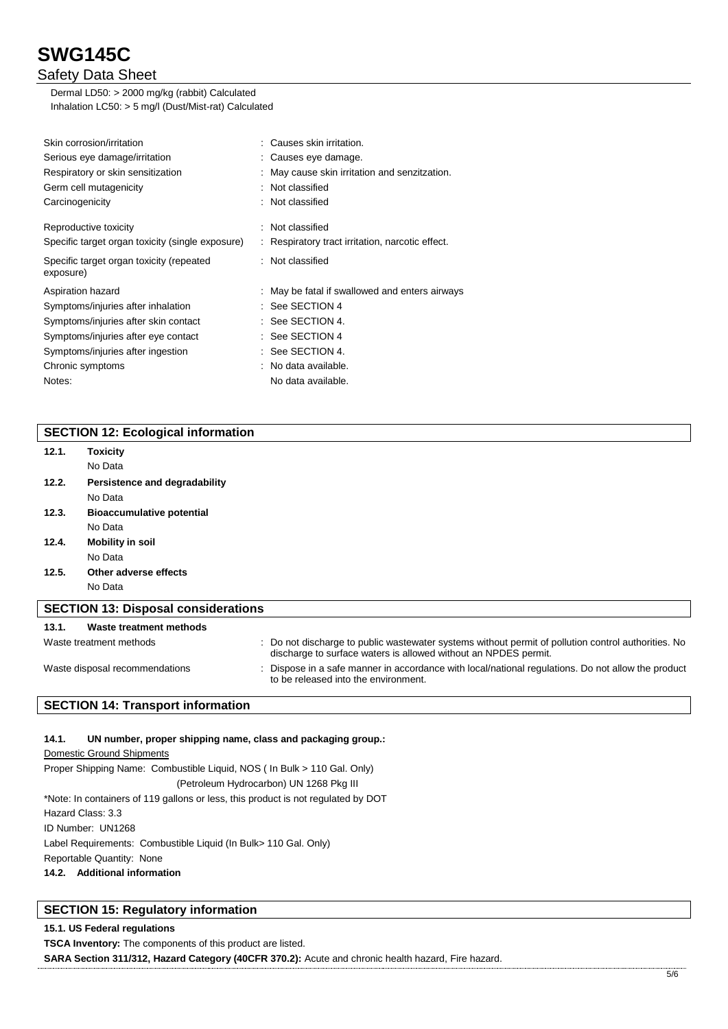Dermal LD50: > 2000 mg/kg (rabbit) Calculated
Inhalation LC50: > 5 mg/l (Dust/Mist-rat) Calculated

| | |
|---|---|
| Skin corrosion/irritation | : Causes skin irritation. |
| Serious eye damage/irritation | : Causes eye damage. |
| Respiratory or skin sensitization | : May cause skin irritation and senzitzation. |
| Germ cell mutagenicity | : Not classified |
| Carcinogenicity | : Not classified |
| Reproductive toxicity | : Not classified |
| Specific target organ toxicity (single exposure) | : Respiratory tract irritation, narcotic effect. |
| Specific target organ toxicity (repeated exposure) | : Not classified |
| Aspiration hazard | : May be fatal if swallowed and enters airways |
| Symptoms/injuries after inhalation | : See SECTION 4 |
| Symptoms/injuries after skin contact | : See SECTION 4. |
| Symptoms/injuries after eye contact | : See SECTION 4 |
| Symptoms/injuries after ingestion | : See SECTION 4. |
| Chronic symptoms | : No data available. |
| Notes: | No data available. |

## SECTION 12: Ecological information

**12.1. Toxicity**

No Data

**12.2. Persistence and degradability**

No Data

**12.3. Bioaccumulative potential**

No Data

**12.4. Mobility in soil**

No Data

**12.5. Other adverse effects**

No Data

## SECTION 13: Disposal considerations

**13.1. Waste treatment methods**

| | |
|---|---|
| Waste treatment methods | : Do not discharge to public wastewater systems without permit of pollution control authorities. No discharge to surface waters is allowed without an NPDES permit. |
| Waste disposal recommendations | : Dispose in a safe manner in accordance with local/national regulations. Do not allow the product to be released into the environment. |

## SECTION 14: Transport information

**14.1. UN number, proper shipping name, class and packaging group.:**

Domestic Ground Shipments

Proper Shipping Name: Combustible Liquid, NOS ( In Bulk > 110 Gal. Only)
(Petroleum Hydrocarbon) UN 1268 Pkg III

*Note: In containers of 119 gallons or less, this product is not regulated by DOT

Hazard Class: 3.3

ID Number: UN1268

Label Requirements: Combustible Liquid (In Bulk> 110 Gal. Only)

Reportable Quantity: None

**14.2. Additional information**

## SECTION 15: Regulatory information

**15.1. US Federal regulations**

**TSCA Inventory:** The components of this product are listed.

**SARA Section 311/312, Hazard Category (40CFR 370.2):** Acute and chronic health hazard, Fire hazard.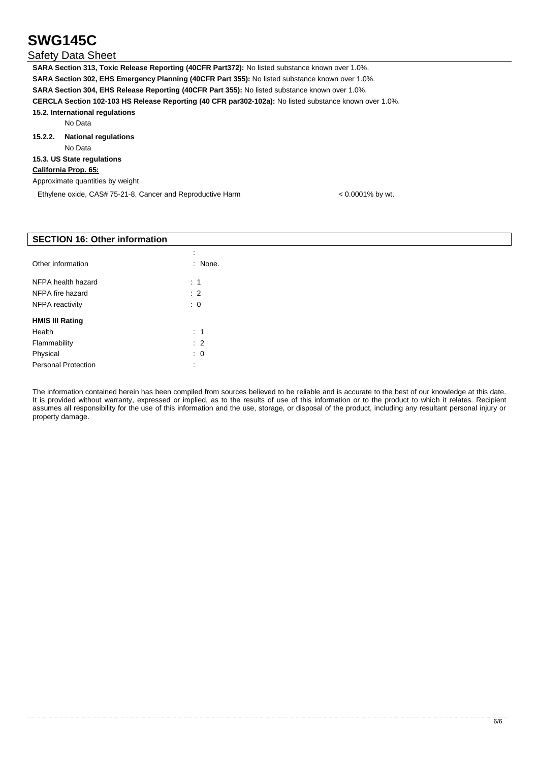**SARA Section 313, Toxic Release Reporting (40CFR Part372):** No listed substance known over 1.0%.

**SARA Section 302, EHS Emergency Planning (40CFR Part 355):** No listed substance known over 1.0%.

**SARA Section 304, EHS Release Reporting (40CFR Part 355):** No listed substance known over 1.0%.

**CERCLA Section 102-103 HS Release Reporting (40 CFR par302-102a):** No listed substance known over 1.0%.

**15.2. International regulations**

No Data

**15.2.2. National regulations**

No Data

**15.3. US State regulations**

**California Prop. 65:**

Approximate quantities by weight

| | |
|---|---|
| Ethylene oxide, CAS# 75-21-8, Cancer and Reproductive Harm | < 0.0001% by wt. |

## SECTION 16: Other information

| | |
|---|---|
| | : |
| Other information | : None. |
| NFPA health hazard | : 1 |
| NFPA fire hazard | : 2 |
| NFPA reactivity | : 0 |
| **HMIS III Rating** | |
| Health | : 1 |
| Flammability | : 2 |
| Physical | : 0 |
| Personal Protection | : |

The information contained herein has been compiled from sources believed to be reliable and is accurate to the best of our knowledge at this date. It is provided without warranty, expressed or implied, as to the results of use of this information or to the product to which it relates. Recipient assumes all responsibility for the use of this information and the use, storage, or disposal of the product, including any resultant personal injury or property damage.